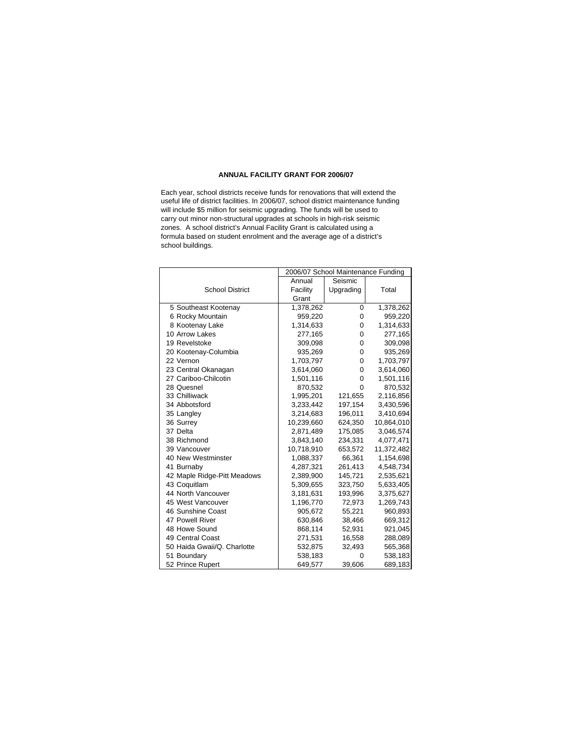# ANNUAL FACILITY GRANT FOR 2006/07

Each year, school districts receive funds for renovations that will extend the useful life of district facilities. In 2006/07, school district maintenance funding will include $5 million for seismic upgrading. The funds will be used to carry out minor non-structural upgrades at schools in high-risk seismic zones. A school district's Annual Facility Grant is calculated using a formula based on student enrolment and the average age of a district's school buildings.

| School District | 2006/07 School Maintenance Funding | | |
|---|---|---|---|
| | Annual Facility Grant | Seismic Upgrading | Total |
| 5 Southeast Kootenay | 1,378,262 | 0 | 1,378,262 |
| 6 Rocky Mountain | 959,220 | 0 | 959,220 |
| 8 Kootenay Lake | 1,314,633 | 0 | 1,314,633 |
| 10 Arrow Lakes | 277,165 | 0 | 277,165 |
| 19 Revelstoke | 309,098 | 0 | 309,098 |
| 20 Kootenay-Columbia | 935,269 | 0 | 935,269 |
| 22 Vernon | 1,703,797 | 0 | 1,703,797 |
| 23 Central Okanagan | 3,614,060 | 0 | 3,614,060 |
| 27 Cariboo-Chilcotin | 1,501,116 | 0 | 1,501,116 |
| 28 Quesnel | 870,532 | 0 | 870,532 |
| 33 Chilliwack | 1,995,201 | 121,655 | 2,116,856 |
| 34 Abbotsford | 3,233,442 | 197,154 | 3,430,596 |
| 35 Langley | 3,214,683 | 196,011 | 3,410,694 |
| 36 Surrey | 10,239,660 | 624,350 | 10,864,010 |
| 37 Delta | 2,871,489 | 175,085 | 3,046,574 |
| 38 Richmond | 3,843,140 | 234,331 | 4,077,471 |
| 39 Vancouver | 10,718,910 | 653,572 | 11,372,482 |
| 40 New Westminster | 1,088,337 | 66,361 | 1,154,698 |
| 41 Burnaby | 4,287,321 | 261,413 | 4,548,734 |
| 42 Maple Ridge-Pitt Meadows | 2,389,900 | 145,721 | 2,535,621 |
| 43 Coquitlam | 5,309,655 | 323,750 | 5,633,405 |
| 44 North Vancouver | 3,181,631 | 193,996 | 3,375,627 |
| 45 West Vancouver | 1,196,770 | 72,973 | 1,269,743 |
| 46 Sunshine Coast | 905,672 | 55,221 | 960,893 |
| 47 Powell River | 630,846 | 38,466 | 669,312 |
| 48 Howe Sound | 868,114 | 52,931 | 921,045 |
| 49 Central Coast | 271,531 | 16,558 | 288,089 |
| 50 Haida Gwaii/Q. Charlotte | 532,875 | 32,493 | 565,368 |
| 51 Boundary | 538,183 | 0 | 538,183 |
| 52 Prince Rupert | 649,577 | 39,606 | 689,183 |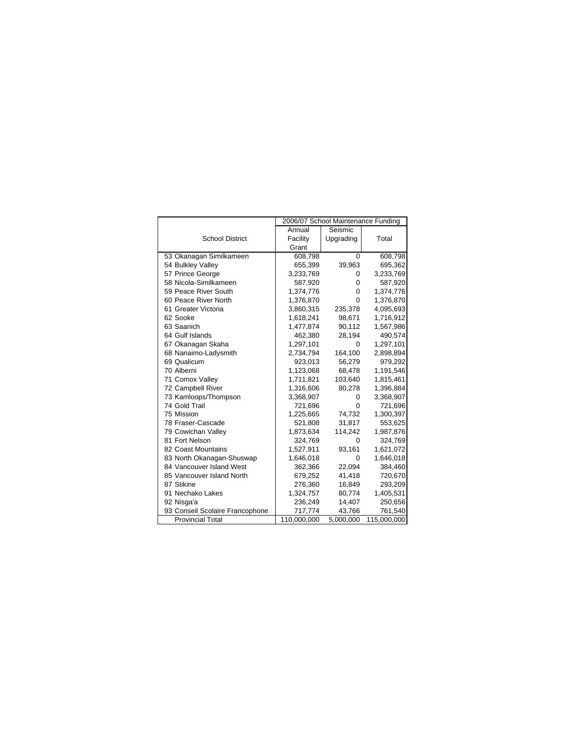| School District | 2006/07 School Maintenance Funding | | |
|---|---|---|---|
| | Annual Facility Grant | Seismic Upgrading | Total |
| 53 Okanagan Similkameen | 608,798 | 0 | 608,798 |
| 54 Bulkley Valley | 655,399 | 39,963 | 695,362 |
| 57 Prince George | 3,233,769 | 0 | 3,233,769 |
| 58 Nicola-Similkameen | 587,920 | 0 | 587,920 |
| 59 Peace River South | 1,374,776 | 0 | 1,374,776 |
| 60 Peace River North | 1,376,870 | 0 | 1,376,870 |
| 61 Greater Victoria | 3,860,315 | 235,378 | 4,095,693 |
| 62 Sooke | 1,618,241 | 98,671 | 1,716,912 |
| 63 Saanich | 1,477,874 | 90,112 | 1,567,986 |
| 64 Gulf Islands | 462,380 | 28,194 | 490,574 |
| 67 Okanagan Skaha | 1,297,101 | 0 | 1,297,101 |
| 68 Nanaimo-Ladysmith | 2,734,794 | 164,100 | 2,898,894 |
| 69 Qualicum | 923,013 | 56,279 | 979,292 |
| 70 Alberni | 1,123,068 | 68,478 | 1,191,546 |
| 71 Comox Valley | 1,711,821 | 103,640 | 1,815,461 |
| 72 Campbell River | 1,316,606 | 80,278 | 1,396,884 |
| 73 Kamloops/Thompson | 3,368,907 | 0 | 3,368,907 |
| 74 Gold Trail | 721,696 | 0 | 721,696 |
| 75 Mission | 1,225,665 | 74,732 | 1,300,397 |
| 78 Fraser-Cascade | 521,808 | 31,817 | 553,625 |
| 79 Cowichan Valley | 1,873,634 | 114,242 | 1,987,876 |
| 81 Fort Nelson | 324,769 | 0 | 324,769 |
| 82 Coast Mountains | 1,527,911 | 93,161 | 1,621,072 |
| 83 North Okanagan-Shuswap | 1,646,018 | 0 | 1,646,018 |
| 84 Vancouver Island West | 362,366 | 22,094 | 384,460 |
| 85 Vancouver Island North | 679,252 | 41,418 | 720,670 |
| 87 Stikine | 276,360 | 16,849 | 293,209 |
| 91 Nechako Lakes | 1,324,757 | 80,774 | 1,405,531 |
| 92 Nisga'a | 236,249 | 14,407 | 250,656 |
| 93 Conseil Scolaire Francophone | 717,774 | 43,766 | 761,540 |
| Provincial Total | 110,000,000 | 5,000,000 | 115,000,000 |